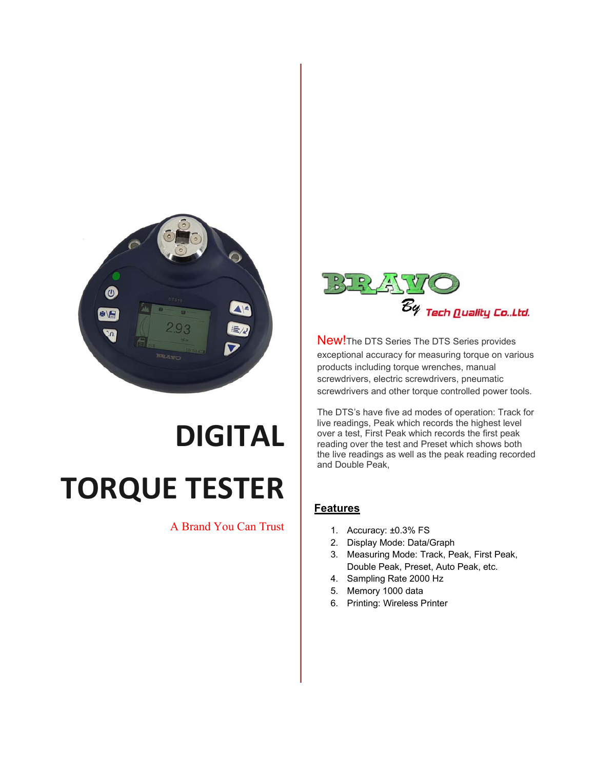# DIGITAL TORQUE TESTER

A Brand You Can Trust

BRAVO
By Tech Quality Co.,Ltd.

New!The DTS Series The DTS Series provides exceptional accuracy for measuring torque on various products including torque wrenches, manual screwdrivers, electric screwdrivers, pneumatic screwdrivers and other torque controlled power tools.

The DTS's have five ad modes of operation: Track for live readings, Peak which records the highest level over a test, First Peak which records the first peak reading over the test and Preset which shows both the live readings as well as the peak reading recorded and Double Peak,

## Features

1. Accuracy: ±0.3% FS
2. Display Mode: Data/Graph
3. Measuring Mode: Track, Peak, First Peak, Double Peak, Preset, Auto Peak, etc.
4. Sampling Rate 2000 Hz
5. Memory 1000 data
6. Printing: Wireless Printer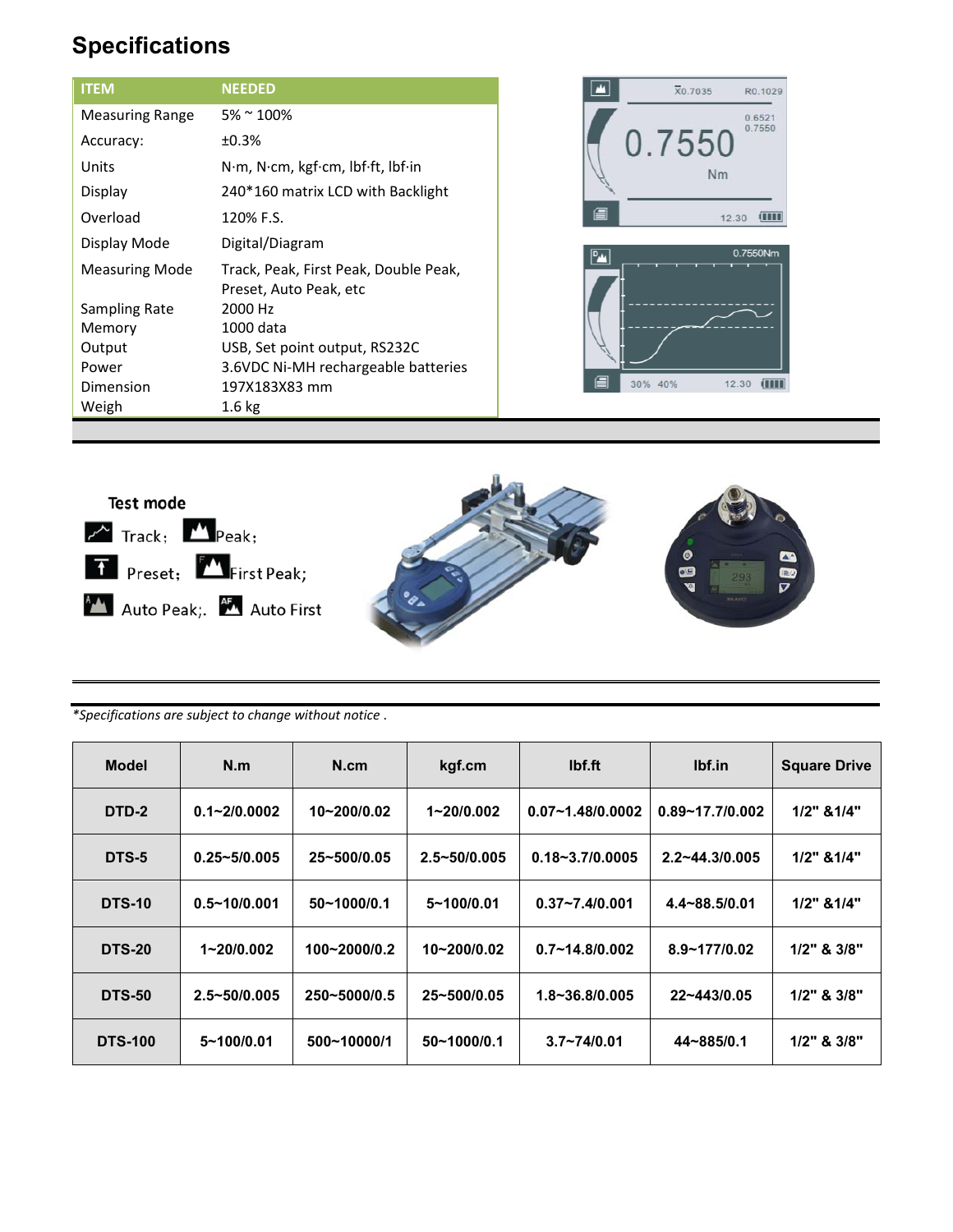## Specifications

| ITEM | NEEDED |
|---|---|
| Measuring Range | 5% ~ 100% |
| Accuracy: | ±0.3% |
| Units | N·m, N·cm, kgf·cm, lbf·ft, lbf·in |
| Display | 240*160 matrix LCD with Backlight |
| Overload | 120% F.S. |
| Display Mode | Digital/Diagram |
| Measuring Mode | Track, Peak, First Peak, Double Peak, Preset, Auto Peak, etc |
| Sampling Rate | 2000 Hz |
| Memory | 1000 data |
| Output | USB, Set point output, RS232C |
| Power | 3.6VDC Ni-MH rechargeable batteries |
| Dimension | 197X183X83 mm |
| Weigh | 1.6 kg |

X̄0.7035 R0.1029
0.6521
0.7550
0.7550
Nm
12.30

0.7550Nm
30% 40%
12.30

Test mode

Track; Peak;

Preset; First Peak;

Auto Peak;. Auto First

*Specifications are subject to change without notice .*

| Model | N.m | N.cm | kgf.cm | lbf.ft | lbf.in | Square Drive |
|---|---|---|---|---|---|---|
| DTD-2 | 0.1~2/0.0002 | 10~200/0.02 | 1~20/0.002 | 0.07~1.48/0.0002 | 0.89~17.7/0.002 | 1/2" &1/4" |
| DTS-5 | 0.25~5/0.005 | 25~500/0.05 | 2.5~50/0.005 | 0.18~3.7/0.0005 | 2.2~44.3/0.005 | 1/2" &1/4" |
| DTS-10 | 0.5~10/0.001 | 50~1000/0.1 | 5~100/0.01 | 0.37~7.4/0.001 | 4.4~88.5/0.01 | 1/2" &1/4" |
| DTS-20 | 1~20/0.002 | 100~2000/0.2 | 10~200/0.02 | 0.7~14.8/0.002 | 8.9~177/0.02 | 1/2" & 3/8" |
| DTS-50 | 2.5~50/0.005 | 250~5000/0.5 | 25~500/0.05 | 1.8~36.8/0.005 | 22~443/0.05 | 1/2" & 3/8" |
| DTS-100 | 5~100/0.01 | 500~10000/1 | 50~1000/0.1 | 3.7~74/0.01 | 44~885/0.1 | 1/2" & 3/8" |